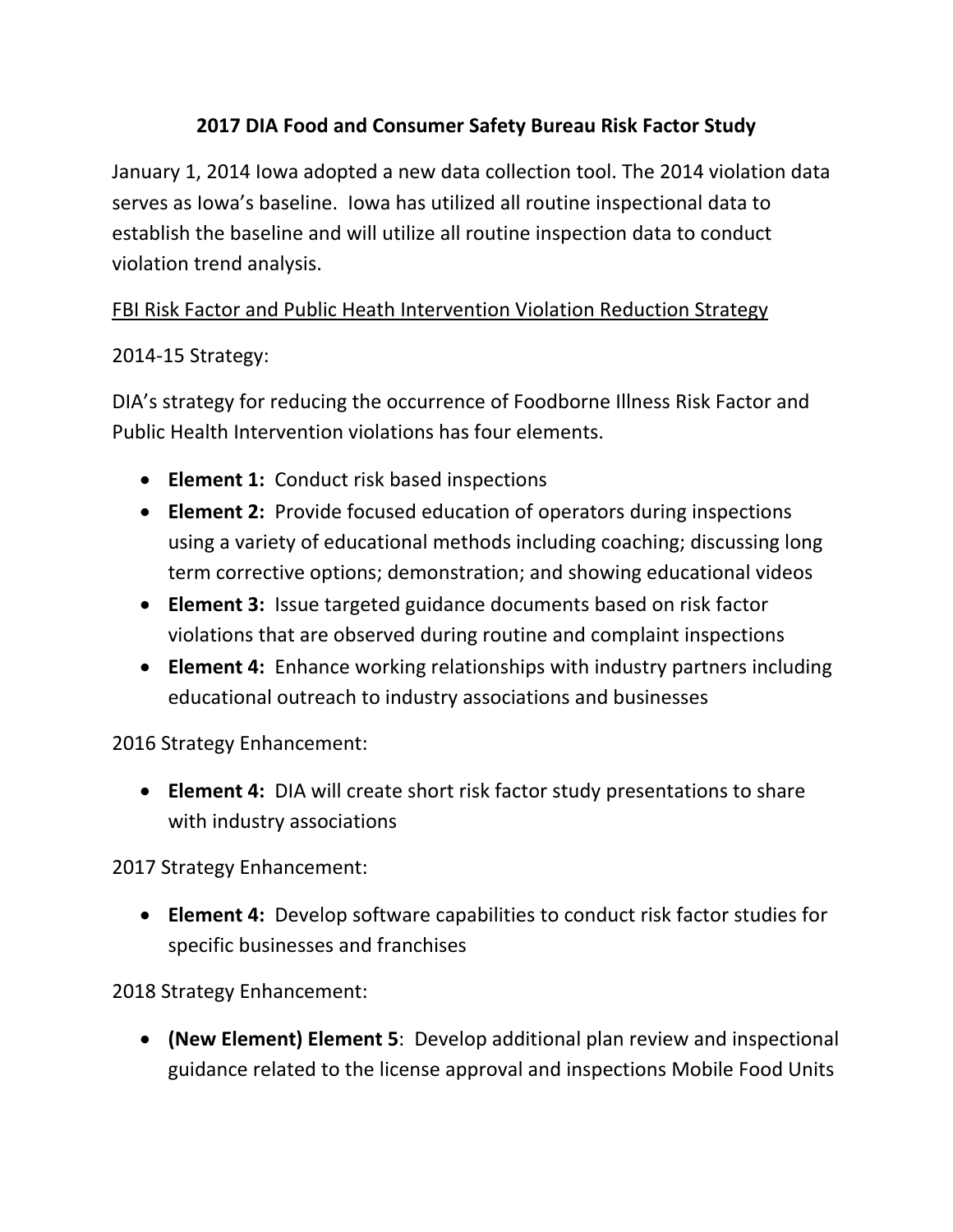# 2017 DIA Food and Consumer Safety Bureau Risk Factor Study

January 1, 2014 Iowa adopted a new data collection tool. The 2014 violation data serves as Iowa's baseline. Iowa has utilized all routine inspectional data to establish the baseline and will utilize all routine inspection data to conduct violation trend analysis.

<u>FBI Risk Factor and Public Heath Intervention Violation Reduction Strategy</u>

2014-15 Strategy:

DIA's strategy for reducing the occurrence of Foodborne Illness Risk Factor and Public Health Intervention violations has four elements.

- **Element 1:** Conduct risk based inspections
- **Element 2:** Provide focused education of operators during inspections using a variety of educational methods including coaching; discussing long term corrective options; demonstration; and showing educational videos
- **Element 3:** Issue targeted guidance documents based on risk factor violations that are observed during routine and complaint inspections
- **Element 4:** Enhance working relationships with industry partners including educational outreach to industry associations and businesses

2016 Strategy Enhancement:

- **Element 4:** DIA will create short risk factor study presentations to share with industry associations

2017 Strategy Enhancement:

- **Element 4:** Develop software capabilities to conduct risk factor studies for specific businesses and franchises

2018 Strategy Enhancement:

- **(New Element) Element 5**: Develop additional plan review and inspectional guidance related to the license approval and inspections Mobile Food Units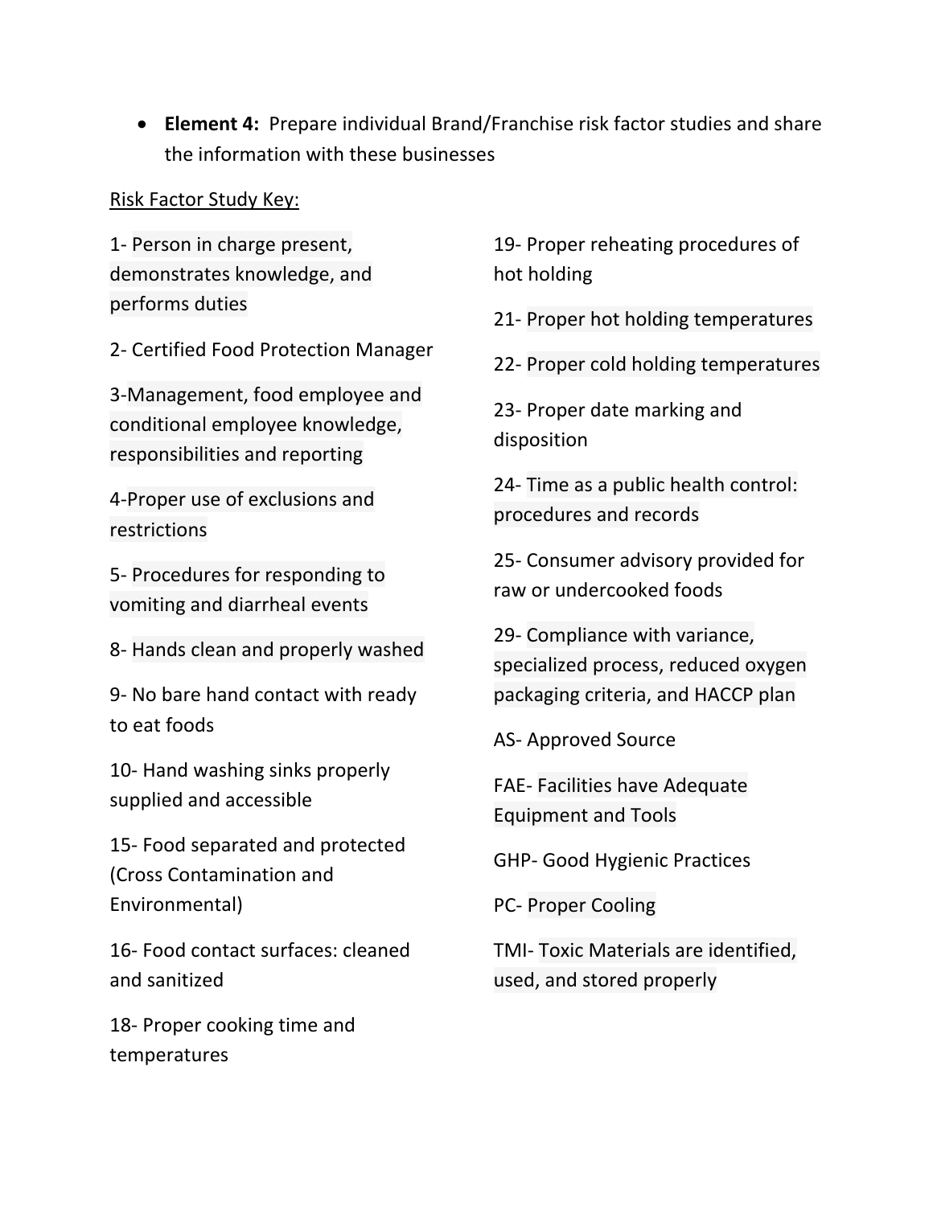- **Element 4:** Prepare individual Brand/Franchise risk factor studies and share the information with these businesses

Risk Factor Study Key:

1- Person in charge present, demonstrates knowledge, and performs duties

2- Certified Food Protection Manager

3-Management, food employee and conditional employee knowledge, responsibilities and reporting

4-Proper use of exclusions and restrictions

5- Procedures for responding to vomiting and diarrheal events

8- Hands clean and properly washed

9- No bare hand contact with ready to eat foods

10- Hand washing sinks properly supplied and accessible

15- Food separated and protected (Cross Contamination and Environmental)

16- Food contact surfaces: cleaned and sanitized

18- Proper cooking time and temperatures

19- Proper reheating procedures of hot holding

21- Proper hot holding temperatures

22- Proper cold holding temperatures

23- Proper date marking and disposition

24- Time as a public health control: procedures and records

25- Consumer advisory provided for raw or undercooked foods

29- Compliance with variance, specialized process, reduced oxygen packaging criteria, and HACCP plan

AS- Approved Source

FAE- Facilities have Adequate Equipment and Tools

GHP- Good Hygienic Practices

PC- Proper Cooling

TMI- Toxic Materials are identified, used, and stored properly